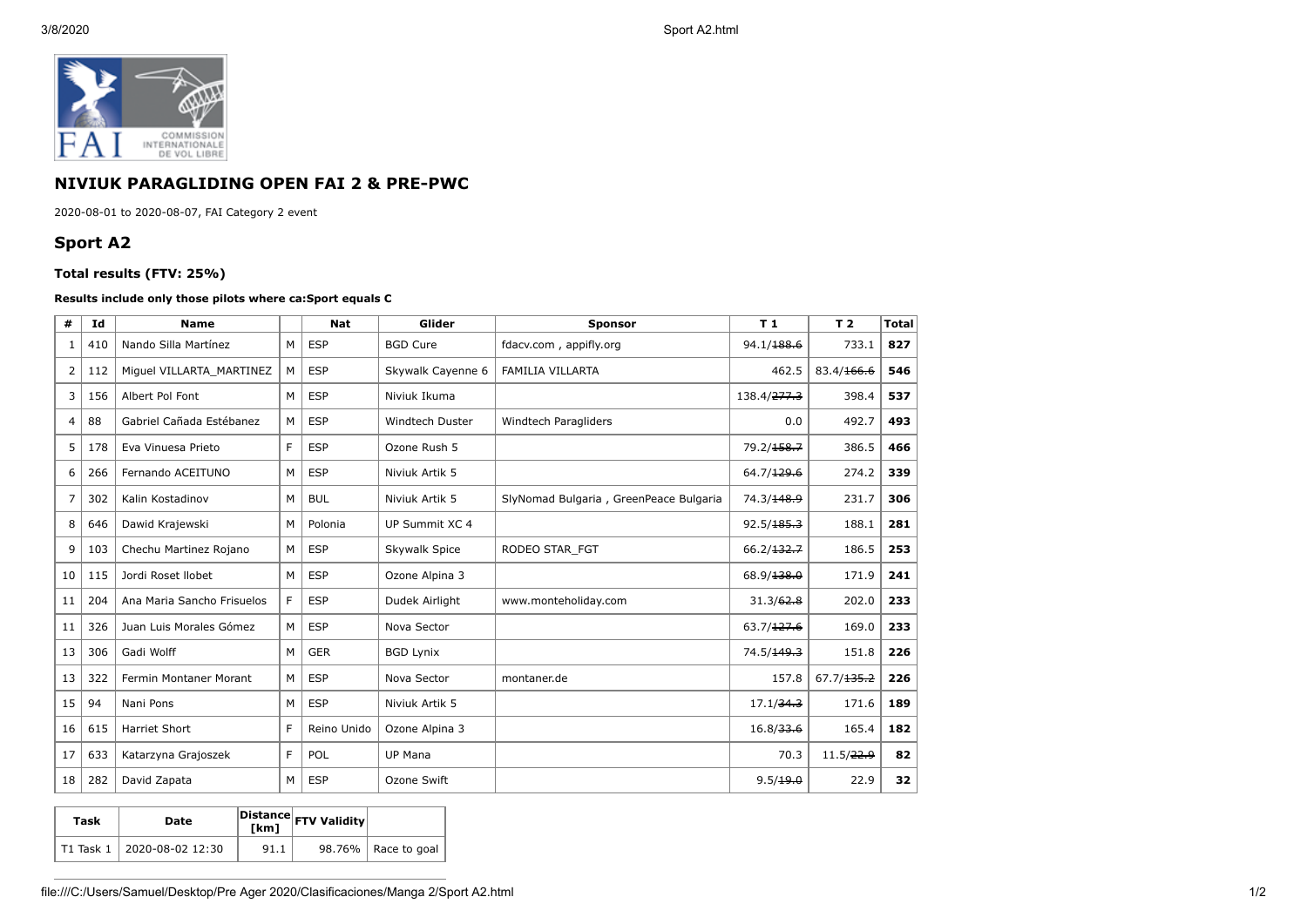# NIVIUK PARAGLIDING OPEN FAI 2 & PRE-PWC

2020-08-01 to 2020-08-07, FAI Category 2 event

## Sport A2

### Total results (FTV: 25%)

**Results include only those pilots where ca:Sport equals C**

| # | Id | Name | | Nat | Glider | Sponsor | T 1 | T 2 | Total |
|---|---|---|---|---|---|---|---|---|---|
| 1 | 410 | Nando Silla Martínez | M | ESP | BGD Cure | fdacv.com , appifly.org | 94.1/~~188.6~~ | 733.1 | **827** |
| 2 | 112 | Miguel VILLARTA_MARTINEZ | M | ESP | Skywalk Cayenne 6 | FAMILIA VILLARTA | 462.5 | 83.4/~~166.6~~ | **546** |
| 3 | 156 | Albert Pol Font | M | ESP | Niviuk Ikuma | | 138.4/~~277.3~~ | 398.4 | **537** |
| 4 | 88 | Gabriel Cañada Estébanez | M | ESP | Windtech Duster | Windtech Paragliders | 0.0 | 492.7 | **493** |
| 5 | 178 | Eva Vinuesa Prieto | F | ESP | Ozone Rush 5 | | 79.2/~~158.7~~ | 386.5 | **466** |
| 6 | 266 | Fernando ACEITUNO | M | ESP | Niviuk Artik 5 | | 64.7/~~129.6~~ | 274.2 | **339** |
| 7 | 302 | Kalin Kostadinov | M | BUL | Niviuk Artik 5 | SlyNomad Bulgaria , GreenPeace Bulgaria | 74.3/~~148.9~~ | 231.7 | **306** |
| 8 | 646 | Dawid Krajewski | M | Polonia | UP Summit XC 4 | | 92.5/~~185.3~~ | 188.1 | **281** |
| 9 | 103 | Chechu Martinez Rojano | M | ESP | Skywalk Spice | RODEO STAR_FGT | 66.2/~~132.7~~ | 186.5 | **253** |
| 10 | 115 | Jordi Roset llobet | M | ESP | Ozone Alpina 3 | | 68.9/~~138.0~~ | 171.9 | **241** |
| 11 | 204 | Ana Maria Sancho Frisuelos | F | ESP | Dudek Airlight | www.monteholiday.com | 31.3/~~62.8~~ | 202.0 | **233** |
| 11 | 326 | Juan Luis Morales Gómez | M | ESP | Nova Sector | | 63.7/~~127.6~~ | 169.0 | **233** |
| 13 | 306 | Gadi Wolff | M | GER | BGD Lynix | | 74.5/~~149.3~~ | 151.8 | **226** |
| 13 | 322 | Fermin Montaner Morant | M | ESP | Nova Sector | montaner.de | 157.8 | 67.7/~~135.2~~ | **226** |
| 15 | 94 | Nani Pons | M | ESP | Niviuk Artik 5 | | 17.1/~~34.3~~ | 171.6 | **189** |
| 16 | 615 | Harriet Short | F | Reino Unido | Ozone Alpina 3 | | 16.8/~~33.6~~ | 165.4 | **182** |
| 17 | 633 | Katarzyna Grajoszek | F | POL | UP Mana | | 70.3 | 11.5/~~22.9~~ | **82** |
| 18 | 282 | David Zapata | M | ESP | Ozone Swift | | 9.5/~~19.0~~ | 22.9 | **32** |

| Task | Date | Distance [km] | FTV Validity | |
|---|---|---|---|---|
| T1 Task 1 | 2020-08-02 12:30 | 91.1 | 98.76% | Race to goal |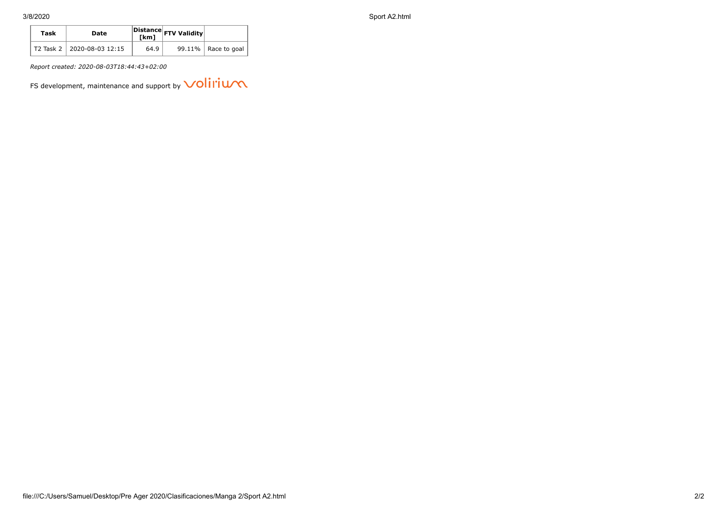| Task | Date | Distance [km] | FTV Validity | |
|---|---|---|---|---|
| T2 Task 2 | 2020-08-03 12:15 | 64.9 | 99.11% | Race to goal |

*Report created: 2020-08-03T18:44:43+02:00*

FS development, maintenance and support by volirium